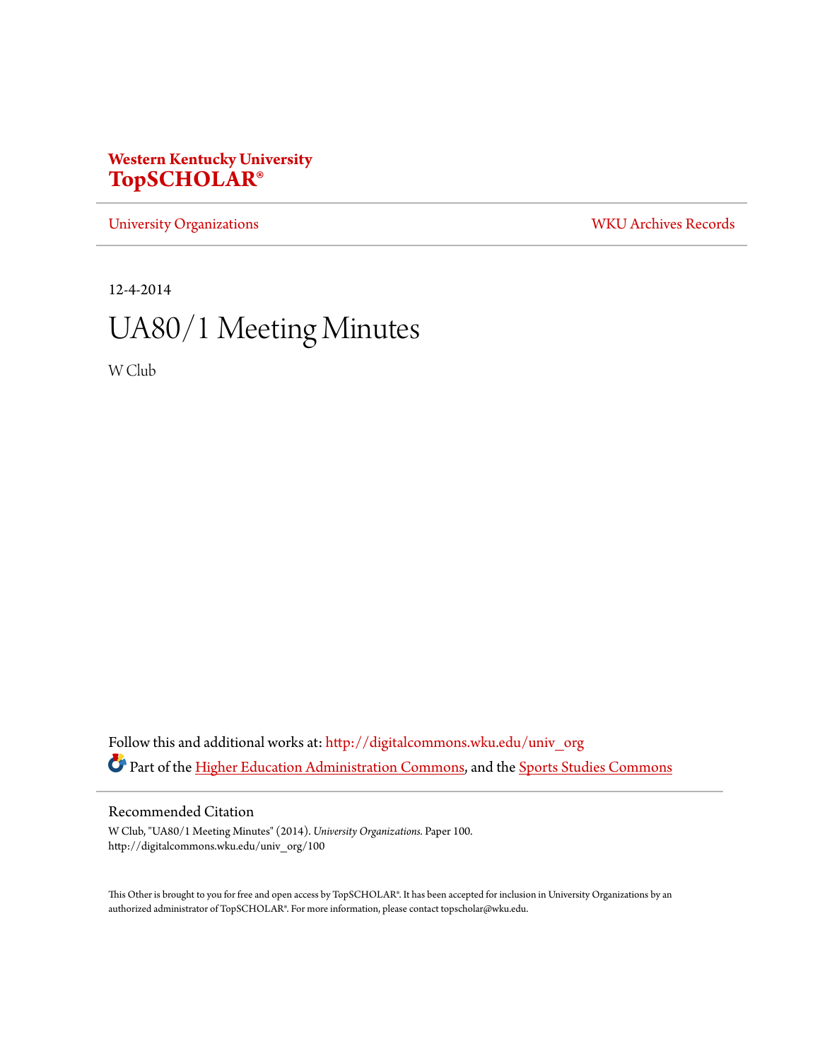**Western Kentucky University**
**TopSCHOLAR®**

University Organizations | WKU Archives Records

12-4-2014

# UA80/1 Meeting Minutes

W Club

Follow this and additional works at: http://digitalcommons.wku.edu/univ_org

Part of the Higher Education Administration Commons, and the Sports Studies Commons

## Recommended Citation

W Club, "UA80/1 Meeting Minutes" (2014). *University Organizations.* Paper 100.
http://digitalcommons.wku.edu/univ_org/100

This Other is brought to you for free and open access by TopSCHOLAR®. It has been accepted for inclusion in University Organizations by an authorized administrator of TopSCHOLAR®. For more information, please contact topscholar@wku.edu.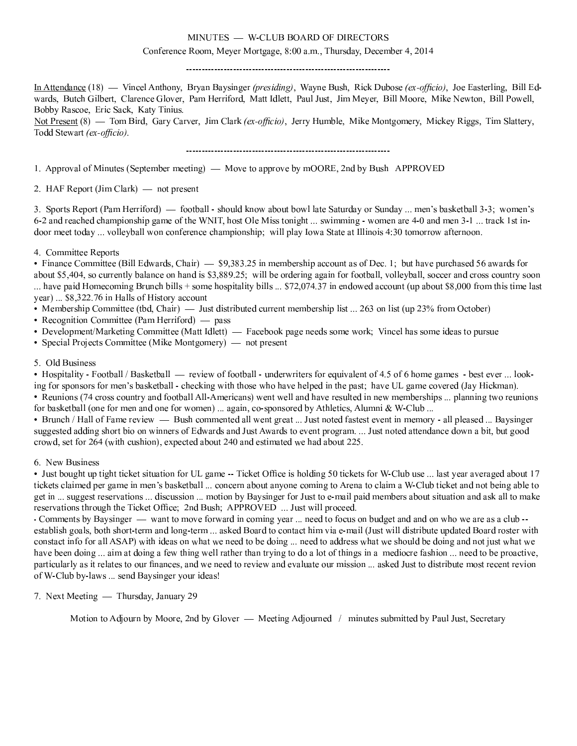MINUTES — W-CLUB BOARD OF DIRECTORS

Conference Room, Meyer Mortgage, 8:00 a.m., Thursday, December 4, 2014

---

In Attendance (18) — Vincel Anthony, Bryan Baysinger *(presiding)*, Wayne Bush, Rick Dubose *(ex-officio)*, Joe Easterling, Bill Edwards, Butch Gilbert, Clarence Glover, Pam Herriford, Matt Idlett, Paul Just, Jim Meyer, Bill Moore, Mike Newton, Bill Powell, Bobby Rascoe, Eric Sack, Katy Tinius.

Not Present (8) — Tom Bird, Gary Carver, Jim Clark *(ex-officio)*, Jerry Humble, Mike Montgomery, Mickey Riggs, Tim Slattery, Todd Stewart *(ex-officio)*.

---

1. Approval of Minutes (September meeting) — Move to approve by mOORE, 2nd by Bush APPROVED

2. HAF Report (Jim Clark) — not present

3. Sports Report (Pam Herriford) — football - should know about bowl late Saturday or Sunday ... men's basketball 3-3; women's 6-2 and reached championship game of the WNIT, host Ole Miss tonight ... swimming - women are 4-0 and men 3-1 ... track 1st indoor meet today ... volleyball won conference championship; will play Iowa State at Illinois 4:30 tomorrow afternoon.

4. Committee Reports

- Finance Committee (Bill Edwards, Chair) — $9,383.25 in membership account as of Dec. 1; but have purchased 56 awards for about $5,404, so currently balance on hand is $3,889.25; will be ordering again for football, volleyball, soccer and cross country soon ... have paid Homecoming Brunch bills + some hospitality bills ... $72,074.37 in endowed account (up about $8,000 from this time last year) ... $8,322.76 in Halls of History account
- Membership Committee (tbd, Chair) — Just distributed current membership list ... 263 on list (up 23% from October)
- Recognition Committee (Pam Herriford) — pass
- Development/Marketing Committee (Matt Idlett) — Facebook page needs some work; Vincel has some ideas to pursue
- Special Projects Committee (Mike Montgomery) — not present

5. Old Business

- Hospitality - Football / Basketball — review of football - underwriters for equivalent of 4.5 of 6 home games - best ever ... looking for sponsors for men's basketball - checking with those who have helped in the past; have UL game covered (Jay Hickman).
- Reunions (74 cross country and football All-Americans) went well and have resulted in new memberships ... planning two reunions for basketball (one for men and one for women) ... again, co-sponsored by Athletics, Alumni & W-Club ...
- Brunch / Hall of Fame review — Bush commented all went great ... Just noted fastest event in memory - all pleased ... Baysinger suggested adding short bio on winners of Edwards and Just Awards to event program. ... Just noted attendance down a bit, but good crowd, set for 264 (with cushion), expected about 240 and estimated we had about 225.

6. New Business

- Just bought up tight ticket situation for UL game -- Ticket Office is holding 50 tickets for W-Club use ... last year averaged about 17 tickets claimed per game in men's basketball ... concern about anyone coming to Arena to claim a W-Club ticket and not being able to get in ... suggest reservations ... discussion ... motion by Baysinger for Just to e-mail paid members about situation and ask all to make reservations through the Ticket Office; 2nd Bush; APPROVED ... Just will proceed.
- Comments by Baysinger — want to move forward in coming year ... need to focus on budget and and on who we are as a club -- establish goals, both short-term and long-term ... asked Board to contact him via e-mail (Just will distribute updated Board roster with constact info for all ASAP) with ideas on what we need to be doing ... need to address what we should be doing and not just what we have been doing ... aim at doing a few thing well rather than trying to do a lot of things in a mediocre fashion ... need to be proactive, particularly as it relates to our finances, and we need to review and evaluate our mission ... asked Just to distribute most recent revion of W-Club by-laws ... send Baysinger your ideas!

7. Next Meeting — Thursday, January 29

Motion to Adjourn by Moore, 2nd by Glover — Meeting Adjourned / minutes submitted by Paul Just, Secretary